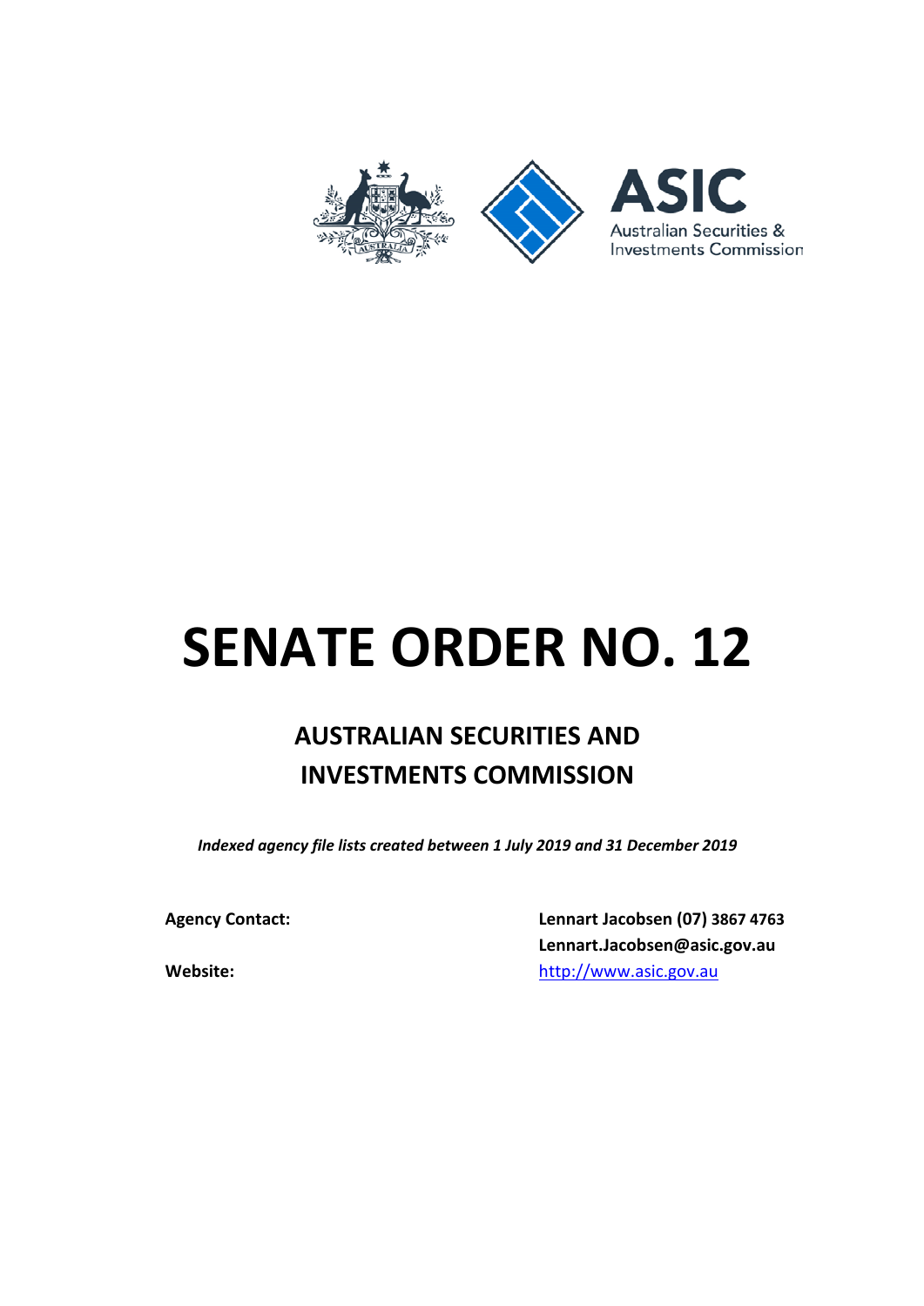# SENATE ORDER NO. 12

## AUSTRALIAN SECURITIES AND INVESTMENTS COMMISSION

***Indexed agency file lists created between 1 July 2019 and 31 December 2019***

| | |
|---|---|
| **Agency Contact:** | **Lennart Jacobsen (07) 3867 4763** |
| | **Lennart.Jacobsen@asic.gov.au** |
| **Website:** | http://www.asic.gov.au |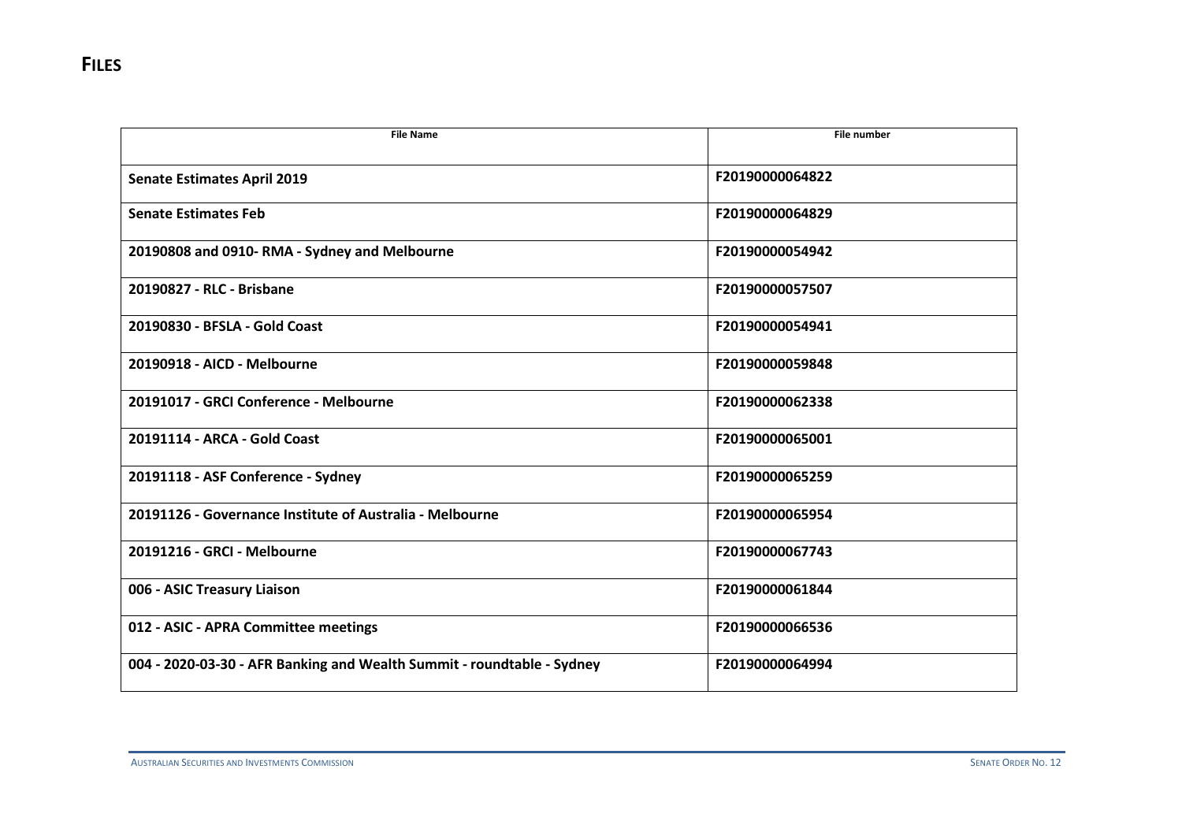# FILES

| File Name | File number |
| --- | --- |
| **Senate Estimates April 2019** | F20190000064822 |
| **Senate Estimates Feb** | F20190000064829 |
| **20190808 and 0910- RMA - Sydney and Melbourne** | F20190000054942 |
| **20190827 - RLC - Brisbane** | F20190000057507 |
| **20190830 - BFSLA - Gold Coast** | F20190000054941 |
| **20190918 - AICD - Melbourne** | F20190000059848 |
| **20191017 - GRCI Conference - Melbourne** | F20190000062338 |
| **20191114 - ARCA - Gold Coast** | F20190000065001 |
| **20191118 - ASF Conference - Sydney** | F20190000065259 |
| **20191126 - Governance Institute of Australia - Melbourne** | F20190000065954 |
| **20191216 - GRCI - Melbourne** | F20190000067743 |
| **006 - ASIC Treasury Liaison** | F20190000061844 |
| **012 - ASIC - APRA Committee meetings** | F20190000066536 |
| **004 - 2020-03-30 - AFR Banking and Wealth Summit - roundtable - Sydney** | F20190000064994 |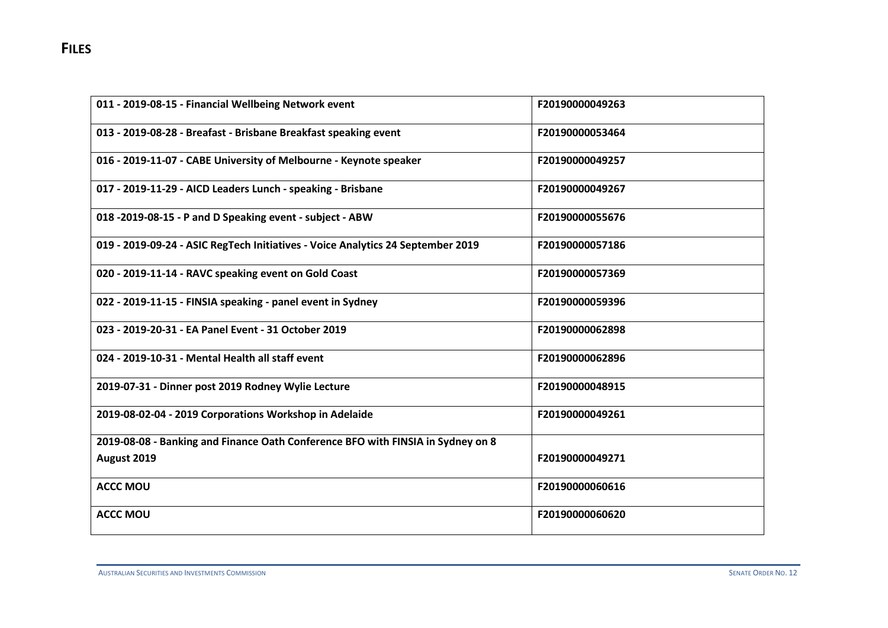# FILES

| | |
|---|---|
| 011 - 2019-08-15 - Financial Wellbeing Network event | F20190000049263 |
| 013 - 2019-08-28 - Breafast - Brisbane Breakfast speaking event | F20190000053464 |
| 016 - 2019-11-07 - CABE University of Melbourne - Keynote speaker | F20190000049257 |
| 017 - 2019-11-29 - AICD Leaders Lunch - speaking - Brisbane | F20190000049267 |
| 018 -2019-08-15 - P and D Speaking event - subject - ABW | F20190000055676 |
| 019 - 2019-09-24 - ASIC RegTech Initiatives - Voice Analytics 24 September 2019 | F20190000057186 |
| 020 - 2019-11-14 - RAVC speaking event on Gold Coast | F20190000057369 |
| 022 - 2019-11-15 - FINSIA speaking - panel event in Sydney | F20190000059396 |
| 023 - 2019-20-31 - EA Panel Event - 31 October 2019 | F20190000062898 |
| 024 - 2019-10-31 - Mental Health all staff event | F20190000062896 |
| 2019-07-31 - Dinner post 2019 Rodney Wylie Lecture | F20190000048915 |
| 2019-08-02-04 - 2019 Corporations Workshop in Adelaide | F20190000049261 |
| 2019-08-08 - Banking and Finance Oath Conference BFO with FINSIA in Sydney on 8 August 2019 | F20190000049271 |
| ACCC MOU | F20190000060616 |
| ACCC MOU | F20190000060620 |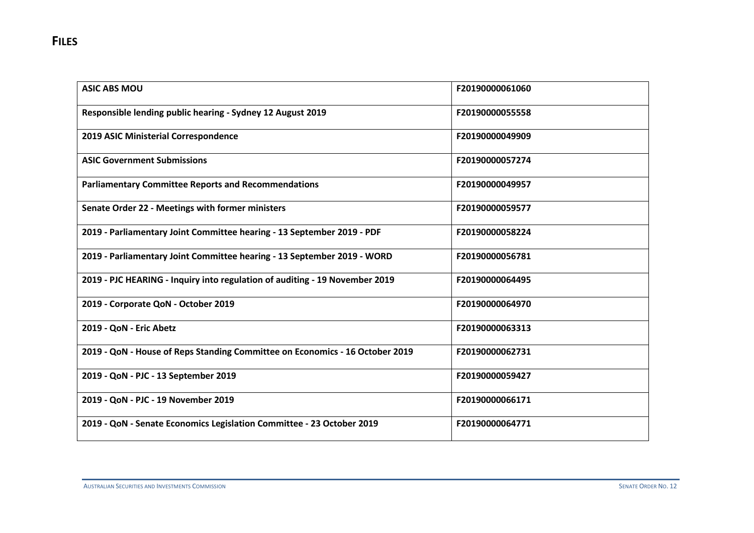# FILES

| ASIC ABS MOU | F20190000061060 |
|---|---|
| Responsible lending public hearing - Sydney 12 August 2019 | F20190000055558 |
| 2019 ASIC Ministerial Correspondence | F20190000049909 |
| ASIC Government Submissions | F20190000057274 |
| Parliamentary Committee Reports and Recommendations | F20190000049957 |
| Senate Order 22 - Meetings with former ministers | F20190000059577 |
| 2019 - Parliamentary Joint Committee hearing - 13 September 2019 - PDF | F20190000058224 |
| 2019 - Parliamentary Joint Committee hearing - 13 September 2019 - WORD | F20190000056781 |
| 2019 - PJC HEARING - Inquiry into regulation of auditing - 19 November 2019 | F20190000064495 |
| 2019 - Corporate QoN - October 2019 | F20190000064970 |
| 2019 - QoN - Eric Abetz | F20190000063313 |
| 2019 - QoN - House of Reps Standing Committee on Economics - 16 October 2019 | F20190000062731 |
| 2019 - QoN - PJC - 13 September 2019 | F20190000059427 |
| 2019 - QoN - PJC - 19 November 2019 | F20190000066171 |
| 2019 - QoN - Senate Economics Legislation Committee - 23 October 2019 | F20190000064771 |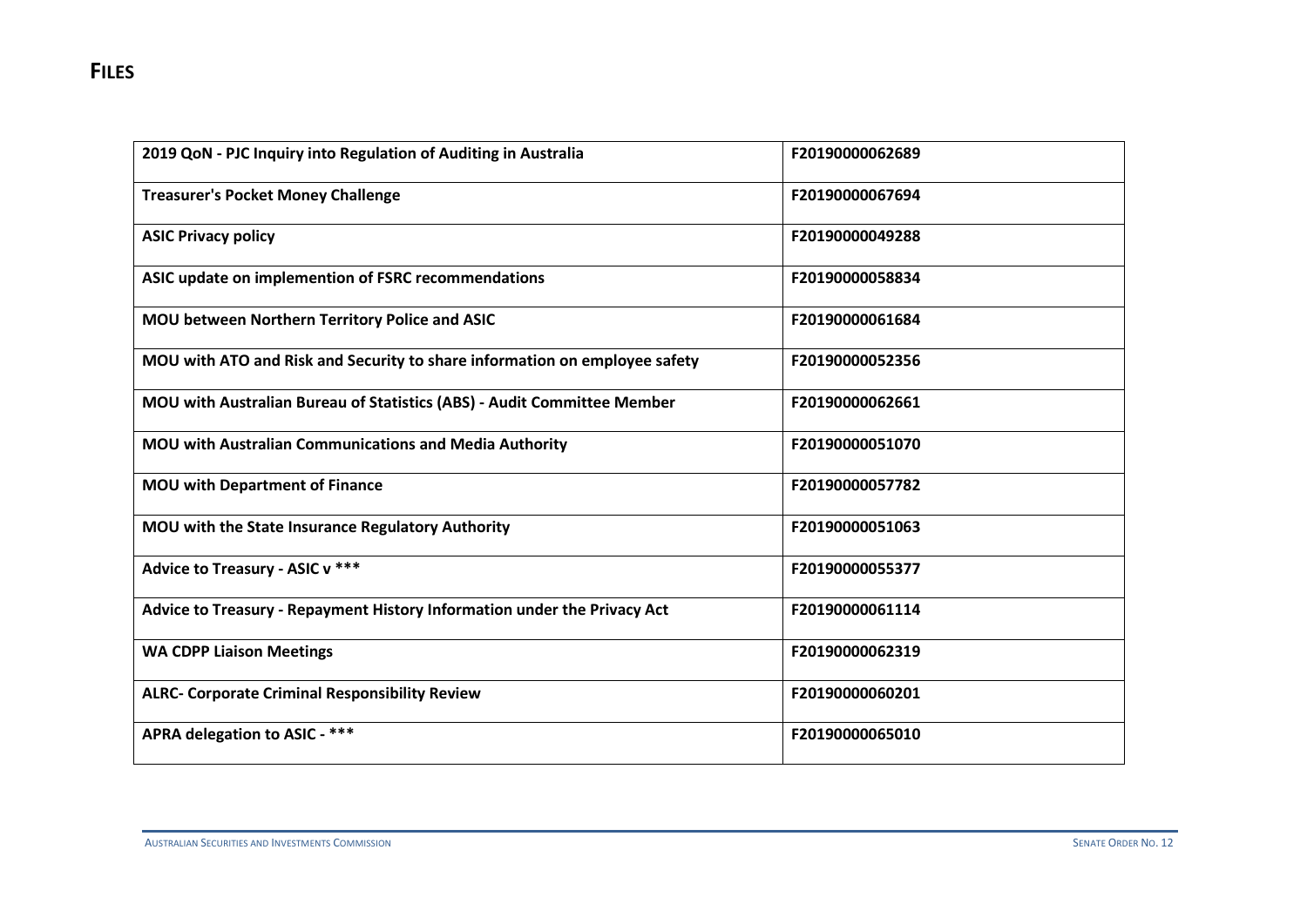# FILES

| | |
|---|---|
| **2019 QoN - PJC Inquiry into Regulation of Auditing in Australia** | **F20190000062689** |
| **Treasurer's Pocket Money Challenge** | **F20190000067694** |
| **ASIC Privacy policy** | **F20190000049288** |
| **ASIC update on implemention of FSRC recommendations** | **F20190000058834** |
| **MOU between Northern Territory Police and ASIC** | **F20190000061684** |
| **MOU with ATO and Risk and Security to share information on employee safety** | **F20190000052356** |
| **MOU with Australian Bureau of Statistics (ABS) - Audit Committee Member** | **F20190000062661** |
| **MOU with Australian Communications and Media Authority** | **F20190000051070** |
| **MOU with Department of Finance** | **F20190000057782** |
| **MOU with the State Insurance Regulatory Authority** | **F20190000051063** |
| **Advice to Treasury - ASIC v *** ** | **F20190000055377** |
| **Advice to Treasury - Repayment History Information under the Privacy Act** | **F20190000061114** |
| **WA CDPP Liaison Meetings** | **F20190000062319** |
| **ALRC- Corporate Criminal Responsibility Review** | **F20190000060201** |
| **APRA delegation to ASIC - *** ** | **F20190000065010** |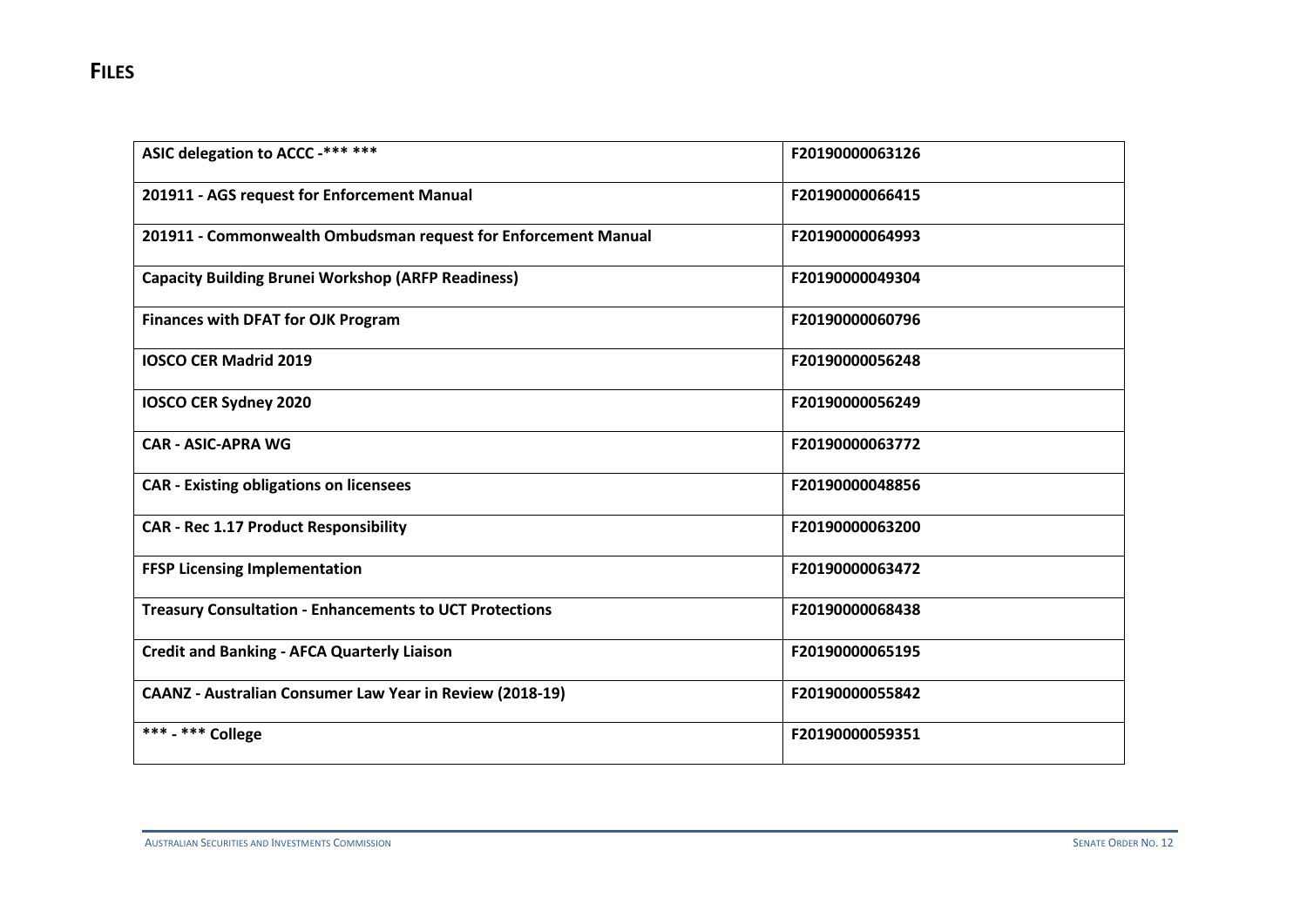# FILES

| | |
|---|---|
| **ASIC delegation to ACCC -*** *****| F20190000063126 |
| **201911 - AGS request for Enforcement Manual** | F20190000066415 |
| **201911 - Commonwealth Ombudsman request for Enforcement Manual** | F20190000064993 |
| **Capacity Building Brunei Workshop (ARFP Readiness)** | F20190000049304 |
| **Finances with DFAT for OJK Program** | F20190000060796 |
| **IOSCO CER Madrid 2019** | F20190000056248 |
| **IOSCO CER Sydney 2020** | F20190000056249 |
| **CAR - ASIC-APRA WG** | F20190000063772 |
| **CAR - Existing obligations on licensees** | F20190000048856 |
| **CAR - Rec 1.17 Product Responsibility** | F20190000063200 |
| **FFSP Licensing Implementation** | F20190000063472 |
| **Treasury Consultation - Enhancements to UCT Protections** | F20190000068438 |
| **Credit and Banking - AFCA Quarterly Liaison** | F20190000065195 |
| **CAANZ - Australian Consumer Law Year in Review (2018-19)** | F20190000055842 |
| ***** - *** College** | F20190000059351 |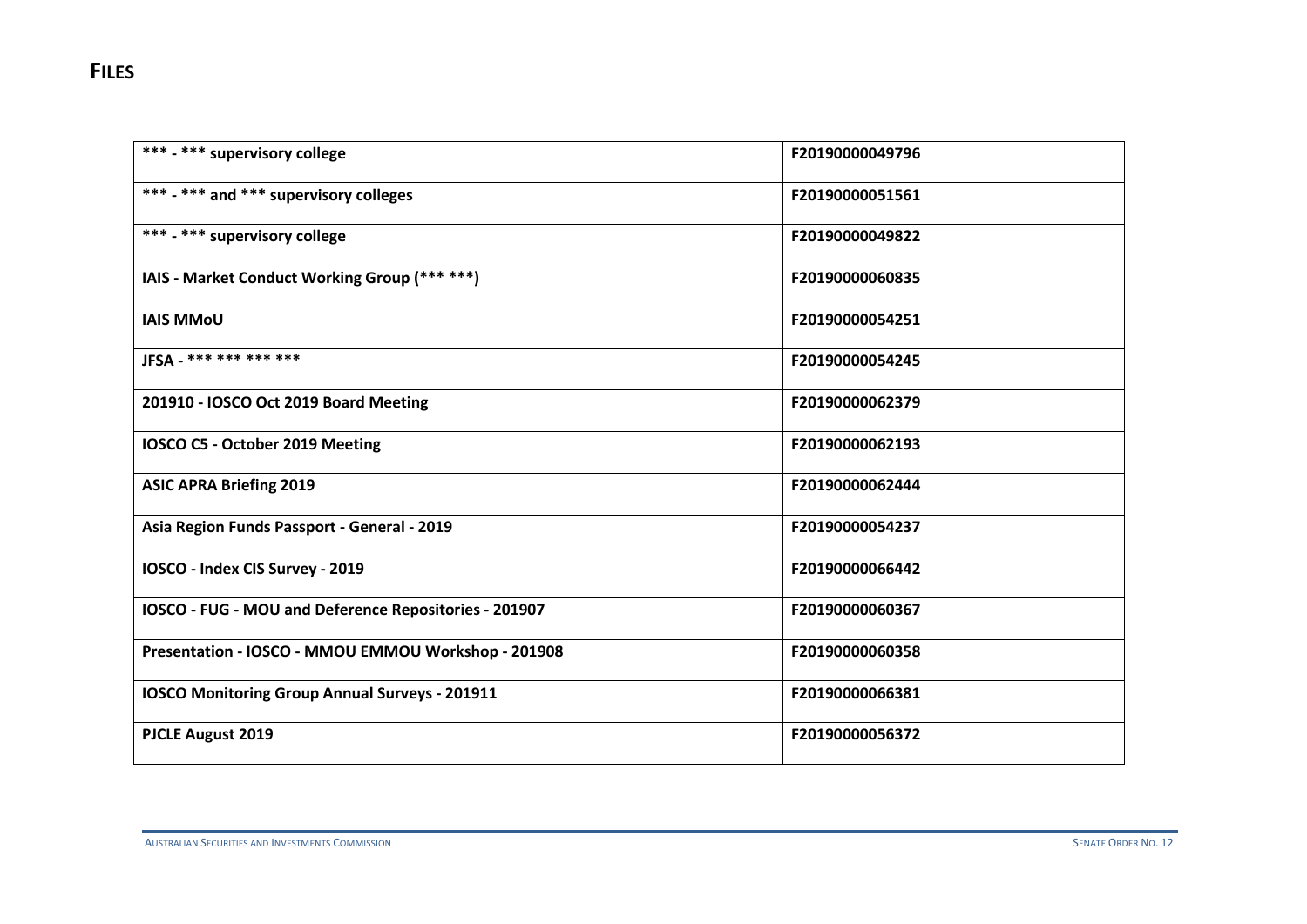# FILES

| | |
|---|---|
| **\*\*\* - \*\*\* supervisory college** | **F20190000049796** |
| **\*\*\* - \*\*\* and \*\*\* supervisory colleges** | **F20190000051561** |
| **\*\*\* - \*\*\* supervisory college** | **F20190000049822** |
| **IAIS - Market Conduct Working Group (\*\*\* \*\*\*)** | **F20190000060835** |
| **IAIS MMoU** | **F20190000054251** |
| **JFSA - \*\*\* \*\*\* \*\*\* \*\*\*** | **F20190000054245** |
| **201910 - IOSCO Oct 2019 Board Meeting** | **F20190000062379** |
| **IOSCO C5 - October 2019 Meeting** | **F20190000062193** |
| **ASIC APRA Briefing 2019** | **F20190000062444** |
| **Asia Region Funds Passport - General - 2019** | **F20190000054237** |
| **IOSCO - Index CIS Survey - 2019** | **F20190000066442** |
| **IOSCO - FUG - MOU and Deference Repositories - 201907** | **F20190000060367** |
| **Presentation - IOSCO - MMOU EMMOU Workshop - 201908** | **F20190000060358** |
| **IOSCO Monitoring Group Annual Surveys - 201911** | **F20190000066381** |
| **PJCLE August 2019** | **F20190000056372** |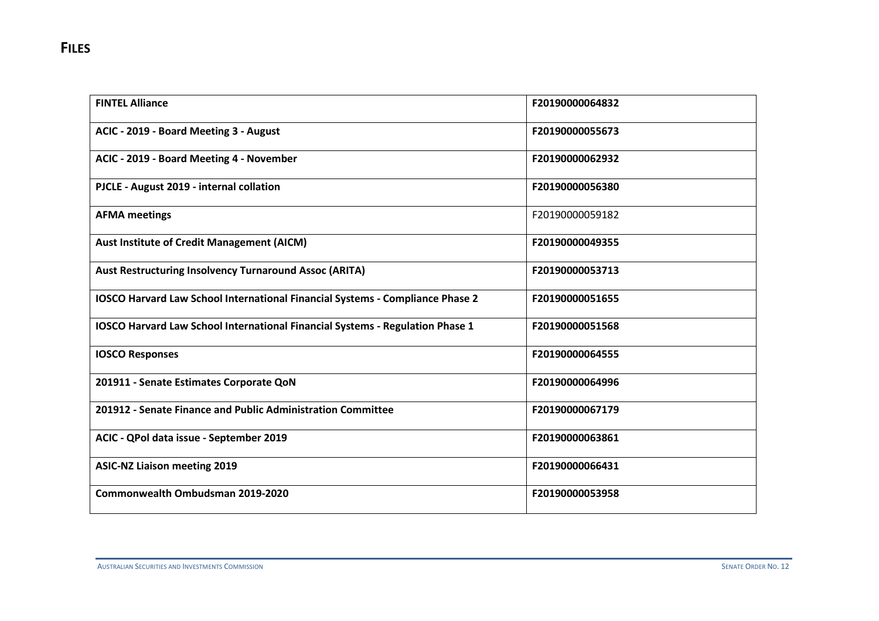# FILES

| | |
|---|---|
| **FINTEL Alliance** | **F20190000064832** |
| **ACIC - 2019 - Board Meeting 3 - August** | **F20190000055673** |
| **ACIC - 2019 - Board Meeting 4 - November** | **F20190000062932** |
| **PJCLE - August 2019 - internal collation** | **F20190000056380** |
| **AFMA meetings** | F20190000059182 |
| **Aust Institute of Credit Management (AICM)** | **F20190000049355** |
| **Aust Restructuring Insolvency Turnaround Assoc (ARITA)** | **F20190000053713** |
| **IOSCO Harvard Law School International Financial Systems - Compliance Phase 2** | **F20190000051655** |
| **IOSCO Harvard Law School International Financial Systems - Regulation Phase 1** | **F20190000051568** |
| **IOSCO Responses** | **F20190000064555** |
| **201911 - Senate Estimates Corporate QoN** | **F20190000064996** |
| **201912 - Senate Finance and Public Administration Committee** | **F20190000067179** |
| **ACIC - QPol data issue - September 2019** | **F20190000063861** |
| **ASIC-NZ Liaison meeting 2019** | **F20190000066431** |
| **Commonwealth Ombudsman 2019-2020** | **F20190000053958** |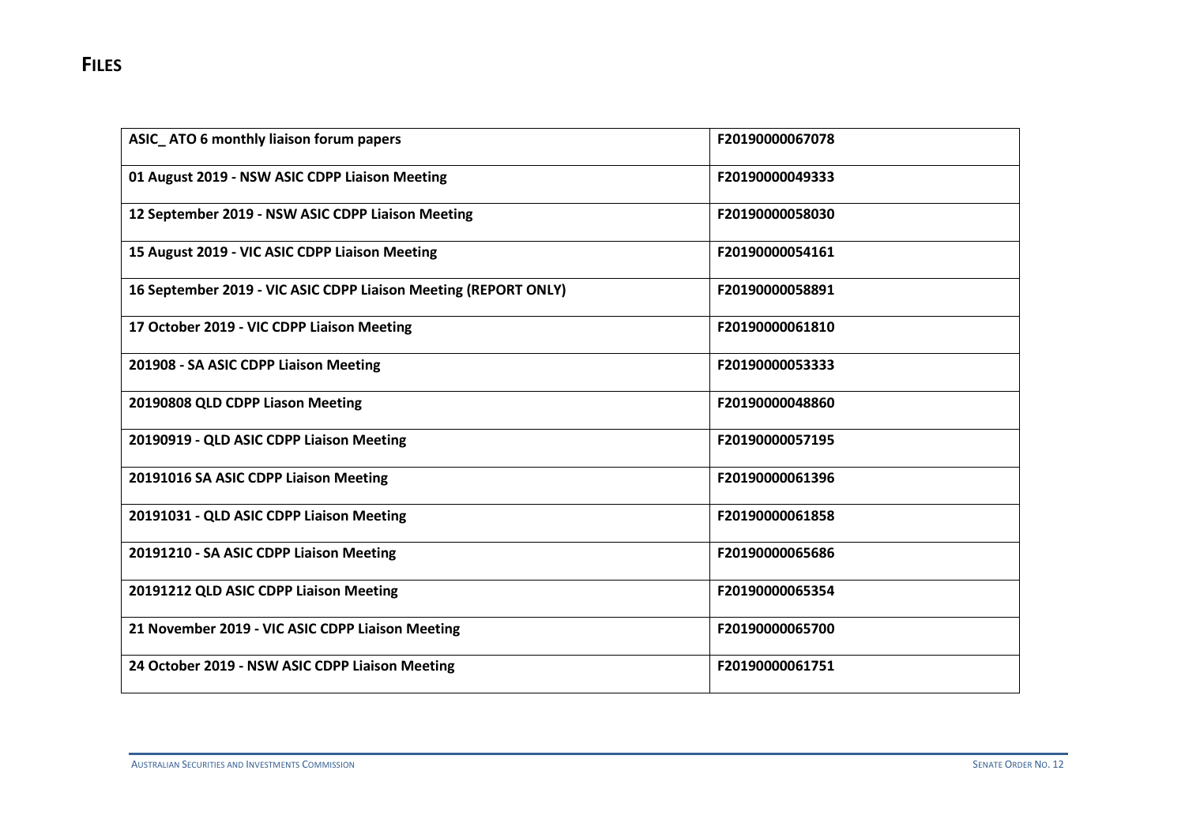# FILES

| ASIC_ ATO 6 monthly liaison forum papers | F20190000067078 |
|---|---|
| 01 August 2019 - NSW ASIC CDPP Liaison Meeting | F20190000049333 |
| 12 September 2019 - NSW ASIC CDPP Liaison Meeting | F20190000058030 |
| 15 August 2019 - VIC ASIC CDPP Liaison Meeting | F20190000054161 |
| 16 September 2019 - VIC ASIC CDPP Liaison Meeting (REPORT ONLY) | F20190000058891 |
| 17 October 2019 - VIC CDPP Liaison Meeting | F20190000061810 |
| 201908 - SA ASIC CDPP Liaison Meeting | F20190000053333 |
| 20190808 QLD CDPP Liason Meeting | F20190000048860 |
| 20190919 - QLD ASIC CDPP Liaison Meeting | F20190000057195 |
| 20191016 SA ASIC CDPP Liaison Meeting | F20190000061396 |
| 20191031 - QLD ASIC CDPP Liaison Meeting | F20190000061858 |
| 20191210 - SA ASIC CDPP Liaison Meeting | F20190000065686 |
| 20191212 QLD ASIC CDPP Liaison Meeting | F20190000065354 |
| 21 November 2019 - VIC ASIC CDPP Liaison Meeting | F20190000065700 |
| 24 October 2019 - NSW ASIC CDPP Liaison Meeting | F20190000061751 |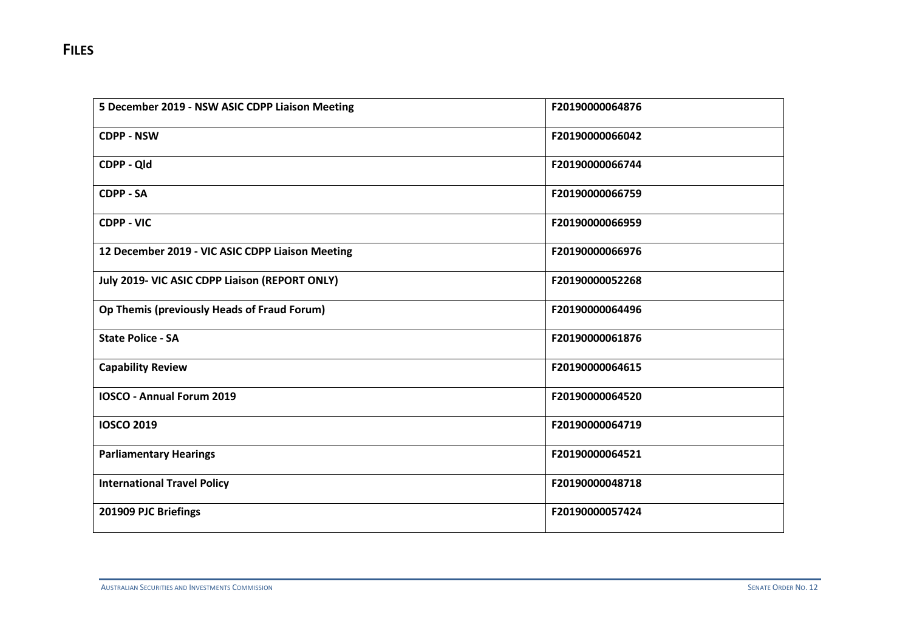# FILES

| | |
|---|---|
| **5 December 2019 - NSW ASIC CDPP Liaison Meeting** | F20190000064876 |
| **CDPP - NSW** | F20190000066042 |
| **CDPP - Qld** | F20190000066744 |
| **CDPP - SA** | F20190000066759 |
| **CDPP - VIC** | F20190000066959 |
| **12 December 2019 - VIC ASIC CDPP Liaison Meeting** | F20190000066976 |
| **July 2019- VIC ASIC CDPP Liaison (REPORT ONLY)** | F20190000052268 |
| **Op Themis (previously Heads of Fraud Forum)** | F20190000064496 |
| **State Police - SA** | F20190000061876 |
| **Capability Review** | F20190000064615 |
| **IOSCO - Annual Forum 2019** | F20190000064520 |
| **IOSCO 2019** | F20190000064719 |
| **Parliamentary Hearings** | F20190000064521 |
| **International Travel Policy** | F20190000048718 |
| **201909 PJC Briefings** | F20190000057424 |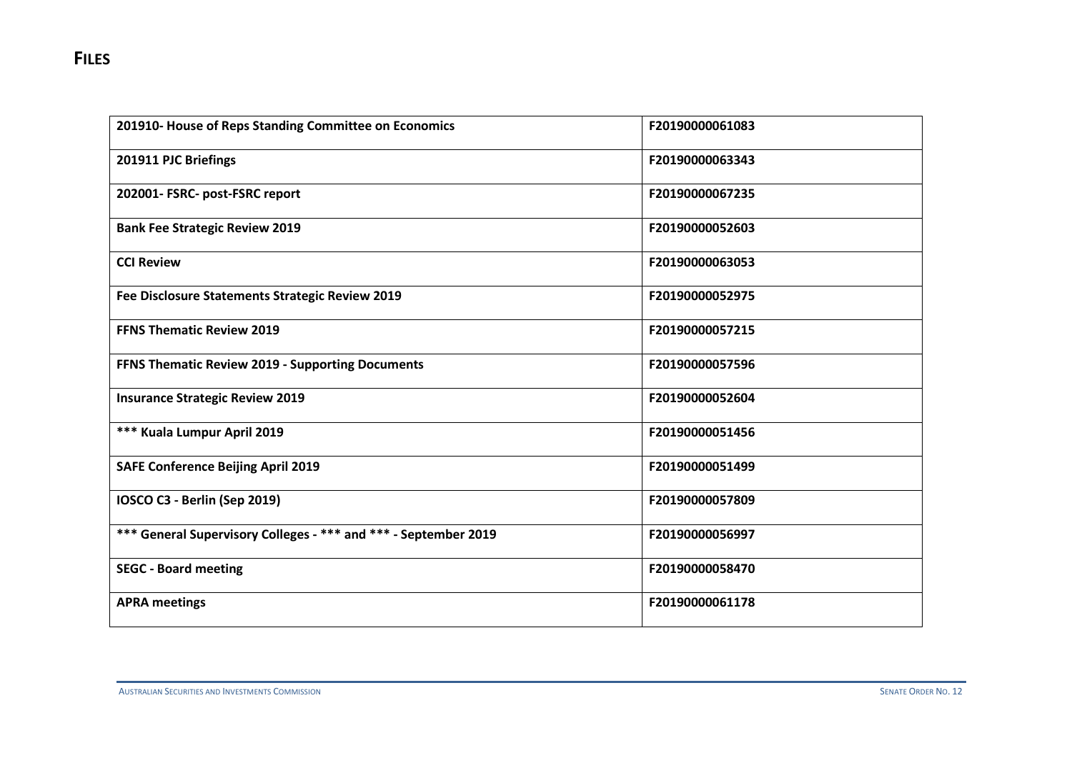# FILES

| | |
|---|---|
| **201910- House of Reps Standing Committee on Economics** | **F20190000061083** |
| **201911 PJC Briefings** | **F20190000063343** |
| **202001- FSRC- post-FSRC report** | **F20190000067235** |
| **Bank Fee Strategic Review 2019** | **F20190000052603** |
| **CCI Review** | **F20190000063053** |
| **Fee Disclosure Statements Strategic Review 2019** | **F20190000052975** |
| **FFNS Thematic Review 2019** | **F20190000057215** |
| **FFNS Thematic Review 2019 - Supporting Documents** | **F20190000057596** |
| **Insurance Strategic Review 2019** | **F20190000052604** |
| **\*\*\* Kuala Lumpur April 2019** | **F20190000051456** |
| **SAFE Conference Beijing April 2019** | **F20190000051499** |
| **IOSCO C3 - Berlin (Sep 2019)** | **F20190000057809** |
| **\*\*\* General Supervisory Colleges - \*\*\* and \*\*\* - September 2019** | **F20190000056997** |
| **SEGC - Board meeting** | **F20190000058470** |
| **APRA meetings** | **F20190000061178** |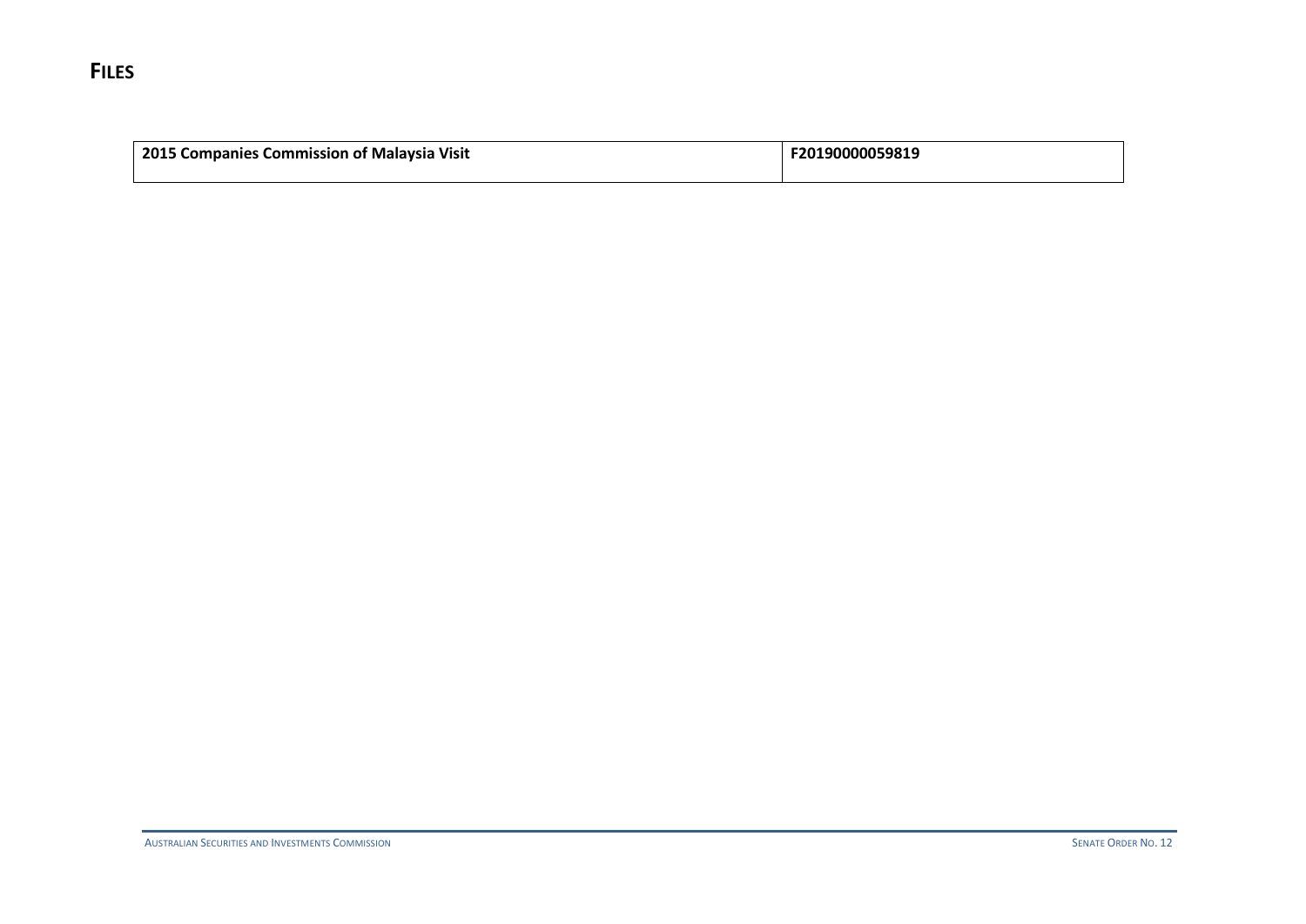## FILES

| | |
|---|---|
| **2015 Companies Commission of Malaysia Visit** | **F20190000059819** |